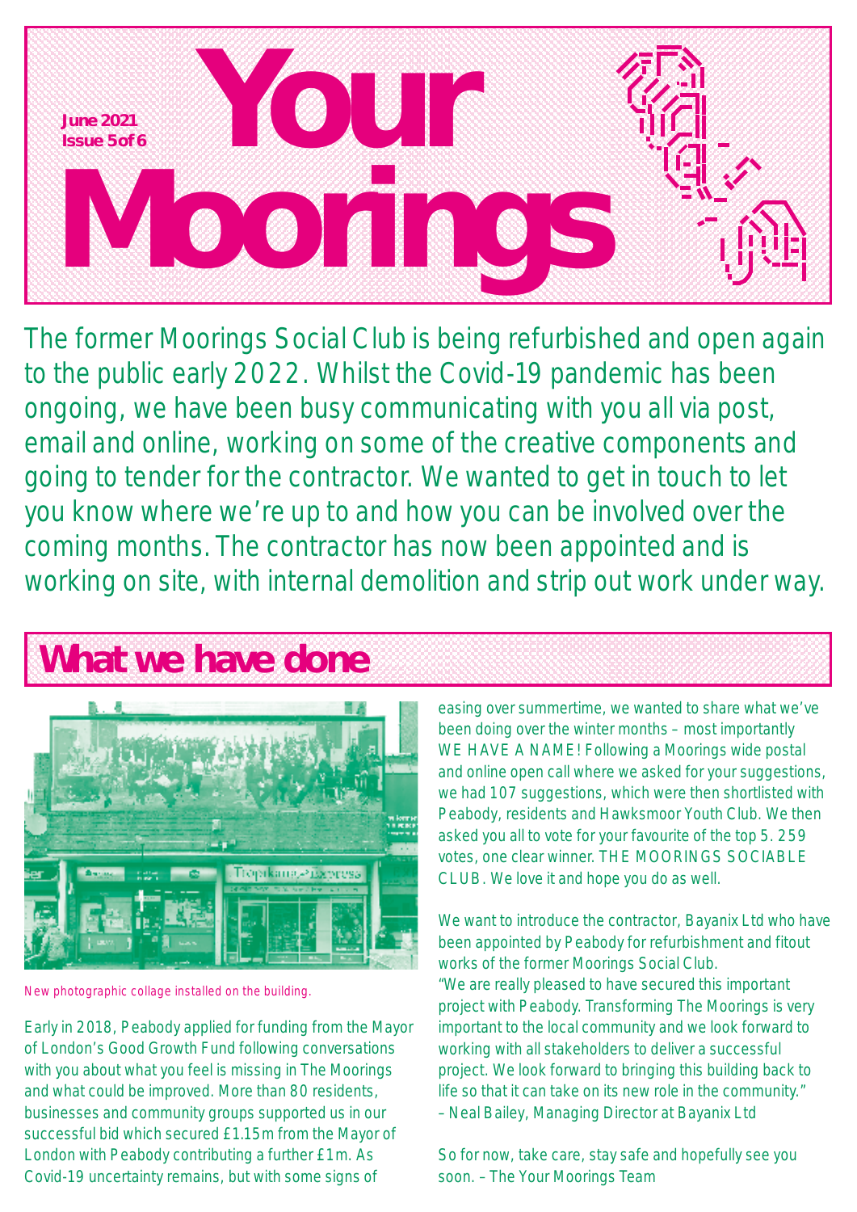June 2021
Issue 5 of 6

# Your Moorings

The former Moorings Social Club is being refurbished and open again to the public early 2022. Whilst the Covid-19 pandemic has been ongoing, we have been busy communicating with you all via post, email and online, working on some of the creative components and going to tender for the contractor. We wanted to get in touch to let you know where we're up to and how you can be involved over the coming months. The contractor has now been appointed and is working on site, with internal demolition and strip out work under way.

## What we have done

New photographic collage installed on the building.

Early in 2018, Peabody applied for funding from the Mayor of London's Good Growth Fund following conversations with you about what you feel is missing in The Moorings and what could be improved. More than 80 residents, businesses and community groups supported us in our successful bid which secured £1.15m from the Mayor of London with Peabody contributing a further £1m. As Covid-19 uncertainty remains, but with some signs of easing over summertime, we wanted to share what we've been doing over the winter months – most importantly WE HAVE A NAME! Following a Moorings wide postal and online open call where we asked for your suggestions, we had 107 suggestions, which were then shortlisted with Peabody, residents and Hawksmoor Youth Club. We then asked you all to vote for your favourite of the top 5. 259 votes, one clear winner. THE MOORINGS SOCIABLE CLUB. We love it and hope you do as well.

We want to introduce the contractor, Bayanix Ltd who have been appointed by Peabody for refurbishment and fitout works of the former Moorings Social Club.
"We are really pleased to have secured this important project with Peabody. Transforming The Moorings is very important to the local community and we look forward to working with all stakeholders to deliver a successful project. We look forward to bringing this building back to life so that it can take on its new role in the community."
– Neal Bailey, Managing Director at Bayanix Ltd

So for now, take care, stay safe and hopefully see you soon. – The Your Moorings Team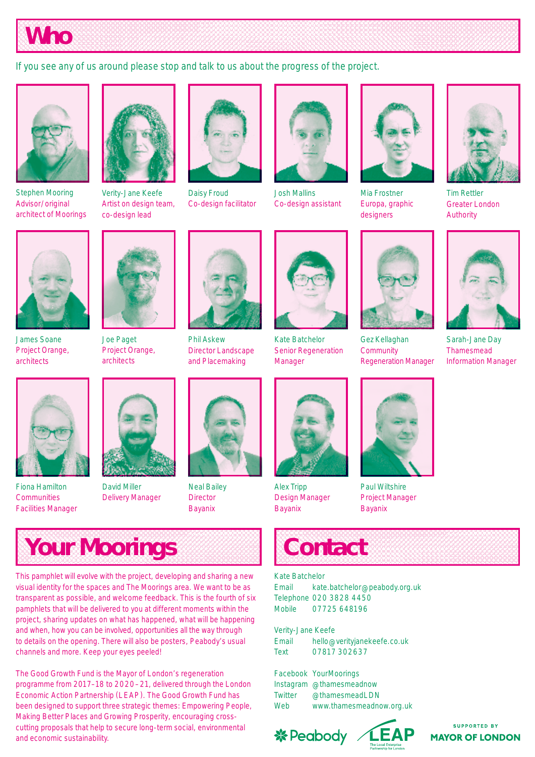# Who

If you see any of us around please stop and talk to us about the progress of the project.

Stephen Mooring
Advisor/original architect of Moorings

Verity-Jane Keefe
Artist on design team, co-design lead

Daisy Froud
Co-design facilitator

Josh Mallins
Co-design assistant

Mia Frostner
Europa, graphic designers

Tim Rettler
Greater London Authority

James Soane
Project Orange, architects

Joe Paget
Project Orange, architects

Phil Askew
Director Landscape and Placemaking

Kate Batchelor
Senior Regeneration Manager

Gez Kellaghan
Community Regeneration Manager

Sarah-Jane Day
Thamesmead Information Manager

Fiona Hamilton
Communities Facilities Manager

David Miller
Delivery Manager

Neal Bailey
Director
Bayanix

Alex Tripp
Design Manager
Bayanix

Paul Wiltshire
Project Manager
Bayanix

# Your Moorings

This pamphlet will evolve with the project, developing and sharing a new visual identity for the spaces and The Moorings area. We want to be as transparent as possible, and welcome feedback. This is the fourth of six pamphlets that will be delivered to you at different moments within the project, sharing updates on what has happened, what will be happening and when, how you can be involved, opportunities all the way through to details on the opening. There will also be posters, Peabody's usual channels and more. Keep your eyes peeled!

The Good Growth Fund is the Mayor of London's regeneration programme from 2017–18 to 2020–21, delivered through the London Economic Action Partnership (LEAP). The Good Growth Fund has been designed to support three strategic themes: Empowering People, Making Better Places and Growing Prosperity, encouraging cross-cutting proposals that help to secure long-term social, environmental and economic sustainability.

# Contact

Kate Batchelor
Email kate.batchelor@peabody.org.uk
Telephone 020 3828 4450
Mobile 07725 648196

Verity-Jane Keefe
Email hello@verityjanekeefe.co.uk
Text 07817 302637

Facebook YourMoorings
Instagram @thamesmeadnow
Twitter @thamesmeadLDN
Web www.thamesmeadnow.org.uk

Peabody
LEAP The Local Enterprise Partnership for London
SUPPORTED BY MAYOR OF LONDON